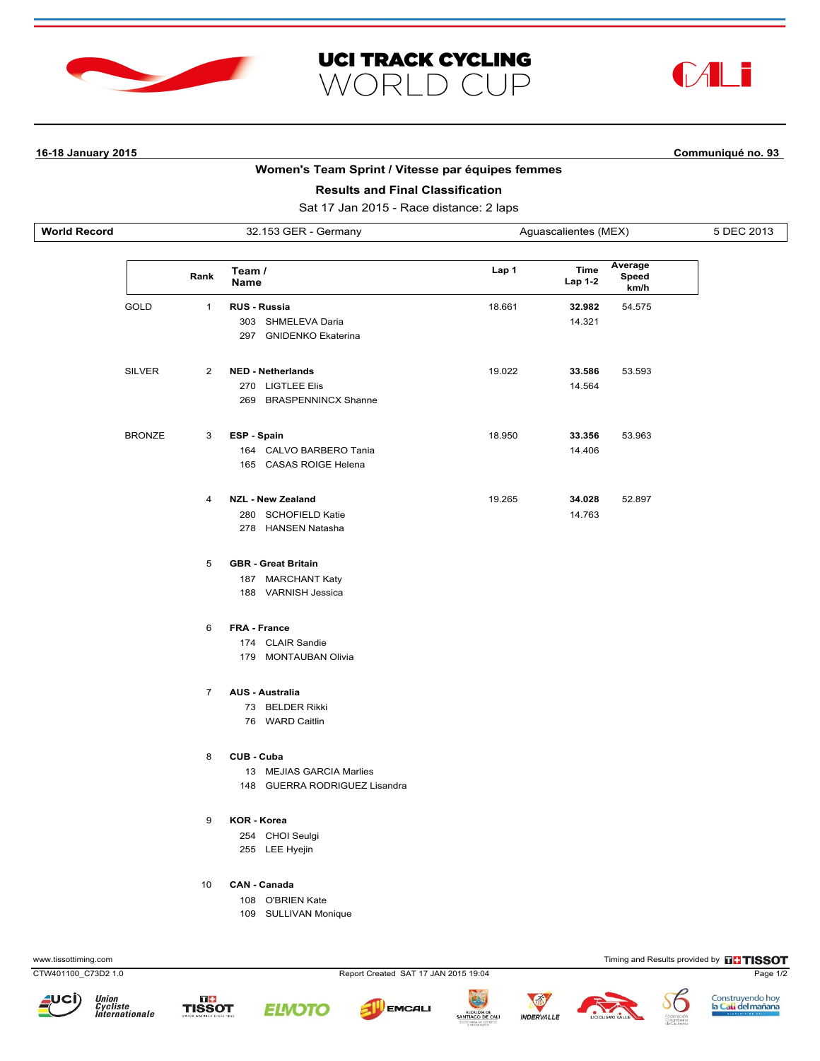# UCI TRACK CYCLING WORLD CUP

**16-18 January 2015** **Communiqué no. 93**

## Women's Team Sprint / Vitesse par équipes femmes

### Results and Final Classification

Sat 17 Jan 2015 - Race distance: 2 laps

| World Record | 32.153 GER - Germany | Aguascalientes (MEX) | 5 DEC 2013 |
|---|---|---|---|

| | Rank | Team / Name | Lap 1 | Time Lap 1-2 | Average Speed km/h |
|---|---|---|---|---|---|
| GOLD | 1 | **RUS - Russia** | 18.661 | **32.982** | 54.575 |
| | | 303 SHMELEVA Daria | | 14.321 | |
| | | 297 GNIDENKO Ekaterina | | | |
| SILVER | 2 | **NED - Netherlands** | 19.022 | **33.586** | 53.593 |
| | | 270 LIGTLEE Elis | | 14.564 | |
| | | 269 BRASPENNINCX Shanne | | | |
| BRONZE | 3 | **ESP - Spain** | 18.950 | **33.356** | 53.963 |
| | | 164 CALVO BARBERO Tania | | 14.406 | |
| | | 165 CASAS ROIGE Helena | | | |
| | 4 | **NZL - New Zealand** | 19.265 | **34.028** | 52.897 |
| | | 280 SCHOFIELD Katie | | 14.763 | |
| | | 278 HANSEN Natasha | | | |
| | 5 | **GBR - Great Britain** | | | |
| | | 187 MARCHANT Katy | | | |
| | | 188 VARNISH Jessica | | | |
| | 6 | **FRA - France** | | | |
| | | 174 CLAIR Sandie | | | |
| | | 179 MONTAUBAN Olivia | | | |
| | 7 | **AUS - Australia** | | | |
| | | 73 BELDER Rikki | | | |
| | | 76 WARD Caitlin | | | |
| | 8 | **CUB - Cuba** | | | |
| | | 13 MEJIAS GARCIA Marlies | | | |
| | | 148 GUERRA RODRIGUEZ Lisandra | | | |
| | 9 | **KOR - Korea** | | | |
| | | 254 CHOI Seulgi | | | |
| | | 255 LEE Hyejin | | | |
| | 10 | **CAN - Canada** | | | |
| | | 108 O'BRIEN Kate | | | |
| | | 109 SULLIVAN Monique | | | |

www.tissottiming.com — Timing and Results provided by TISSOT

CTW401100_C73D2 1.0 — Report Created SAT 17 JAN 2015 19:04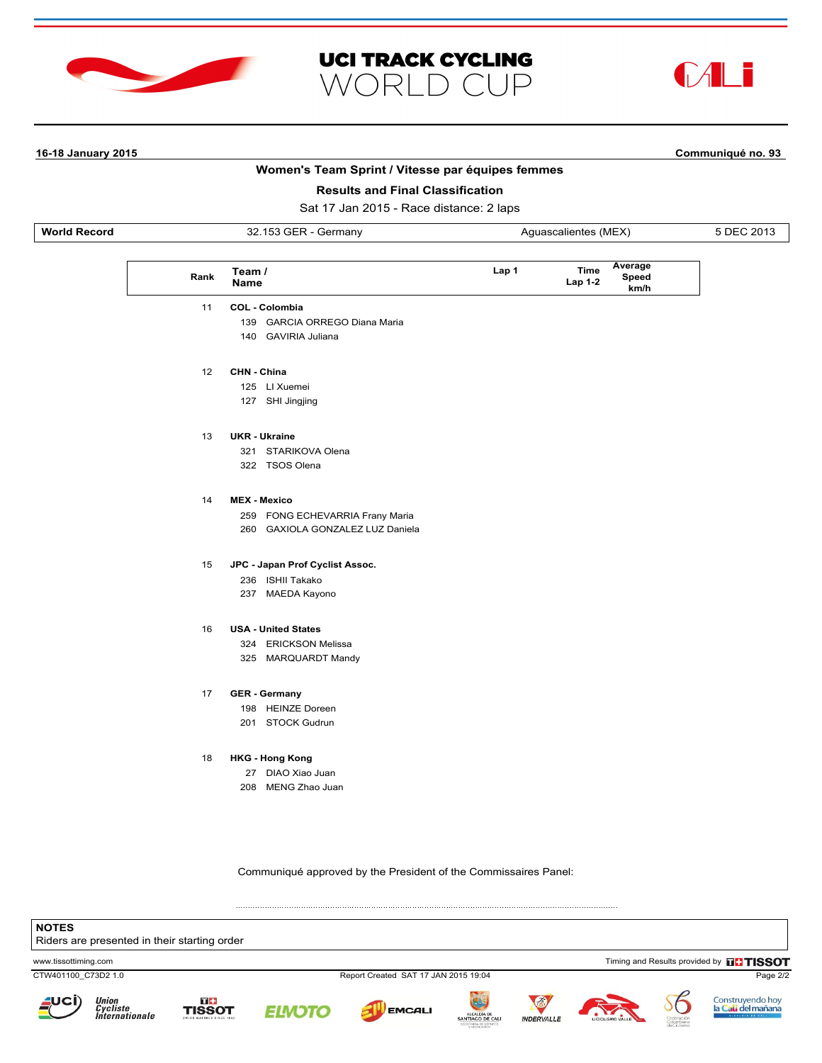# UCI TRACK CYCLING WORLD CUP

**16-18 January 2015** **Communiqué no. 93**

## Women's Team Sprint / Vitesse par équipes femmes

### Results and Final Classification

Sat 17 Jan 2015 - Race distance: 2 laps

| World Record | 32.153 GER - Germany | Aguascalientes (MEX) | 5 DEC 2013 |
|---|---|---|---|

| Rank | Team / Name | Lap 1 | Time Lap 1-2 | Average Speed km/h |
|---|---|---|---|---|
| 11 | **COL - Colombia** | | | |
| | 139 GARCIA ORREGO Diana Maria | | | |
| | 140 GAVIRIA Juliana | | | |
| 12 | **CHN - China** | | | |
| | 125 LI Xuemei | | | |
| | 127 SHI Jingjing | | | |
| 13 | **UKR - Ukraine** | | | |
| | 321 STARIKOVA Olena | | | |
| | 322 TSOS Olena | | | |
| 14 | **MEX - Mexico** | | | |
| | 259 FONG ECHEVARRIA Frany Maria | | | |
| | 260 GAXIOLA GONZALEZ LUZ Daniela | | | |
| 15 | **JPC - Japan Prof Cyclist Assoc.** | | | |
| | 236 ISHII Takako | | | |
| | 237 MAEDA Kayono | | | |
| 16 | **USA - United States** | | | |
| | 324 ERICKSON Melissa | | | |
| | 325 MARQUARDT Mandy | | | |
| 17 | **GER - Germany** | | | |
| | 198 HEINZE Doreen | | | |
| | 201 STOCK Gudrun | | | |
| 18 | **HKG - Hong Kong** | | | |
| | 27 DIAO Xiao Juan | | | |
| | 208 MENG Zhao Juan | | | |

Communiqué approved by the President of the Commissaires Panel:

..........................................................................................................

**NOTES**

Riders are presented in their starting order

www.tissottiming.com

Timing and Results provided by TISSOT

CTW401100_C73D2 1.0

Report Created SAT 17 JAN 2015 19:04